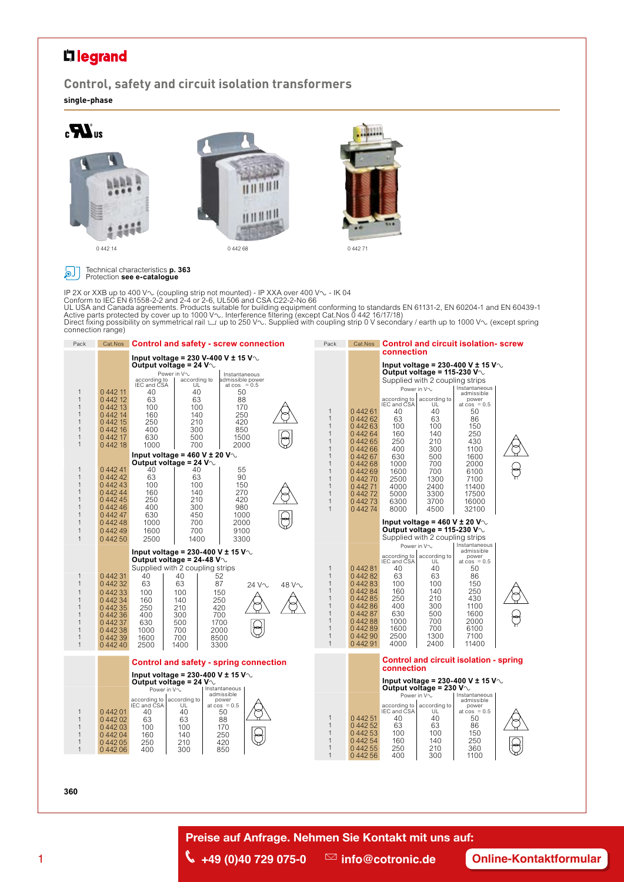legrand

## Control, safety and circuit isolation transformers

**single-phase**

0 442 14 — 0 442 68 — 0 442 71

Technical characteristics **p. 363**
Protection **see e-catalogue**

IP 2X or XXB up to 400 V∿ (coupling strip not mounted) - IP XXA over 400 V∿ - IK 04
Conform to IEC EN 61558-2-2 and 2-4 or 2-6, UL506 and CSA C22-2-No 66
UL USA and Canada agreements. Products suitable for building equipment conforming to standards EN 61131-2, EN 60204-1 and EN 60439-1
Active parts protected by cover up to 1000 V∿. Interference filtering (except Cat.Nos 0 442 16/17/18)
Direct fixing possibility on symmetrical rail up to 250 V∿. Supplied with coupling strip 0 V secondary / earth up to 1000 V∿ (except spring connection range)

### Control and safety - screw connection

**Input voltage = 230 V-400 V ± 15 V∿**
**Output voltage = 24 V∿**

| Pack | Cat.Nos | Power in V∿ according to IEC and CSA | Power in V∿ according to UL | Instantaneous admissible power at cos = 0.5 |
|---|---|---|---|---|
| 1 | 0 442 11 | 40 | 40 | 50 |
| 1 | 0 442 12 | 63 | 63 | 88 |
| 1 | 0 442 13 | 100 | 100 | 170 |
| 1 | 0 442 14 | 160 | 140 | 250 |
| 1 | 0 442 15 | 250 | 210 | 420 |
| 1 | 0 442 16 | 400 | 300 | 850 |
| 1 | 0 442 17 | 630 | 500 | 1500 |
| 1 | 0 442 18 | 1000 | 700 | 2000 |

**Input voltage = 460 V ± 20 V∿**
**Output voltage = 24 V∿**

| Pack | Cat.Nos | Power in V∿ according to IEC and CSA | Power in V∿ according to UL | Instantaneous admissible power at cos = 0.5 |
|---|---|---|---|---|
| 1 | 0 442 41 | 40 | 40 | 55 |
| 1 | 0 442 42 | 63 | 63 | 90 |
| 1 | 0 442 43 | 100 | 100 | 150 |
| 1 | 0 442 44 | 160 | 140 | 270 |
| 1 | 0 442 45 | 250 | 210 | 420 |
| 1 | 0 442 46 | 400 | 300 | 980 |
| 1 | 0 442 47 | 630 | 450 | 1000 |
| 1 | 0 442 48 | 1000 | 700 | 2000 |
| 1 | 0 442 49 | 1600 | 700 | 9100 |
| 1 | 0 442 50 | 2500 | 1400 | 3300 |

**Input voltage = 230-400 V ± 15 V∿**
**Output voltage = 24-48 V∿**
Supplied with 2 coupling strips

| Pack | Cat.Nos | Power in V∿ according to IEC and CSA | Power in V∿ according to UL | Instantaneous admissible power at cos = 0.5 |
|---|---|---|---|---|
| 1 | 0 442 31 | 40 | 40 | 52 |
| 1 | 0 442 32 | 63 | 63 | 87 |
| 1 | 0 442 33 | 100 | 100 | 150 |
| 1 | 0 442 34 | 160 | 140 | 250 |
| 1 | 0 442 35 | 250 | 210 | 420 |
| 1 | 0 442 36 | 400 | 300 | 700 |
| 1 | 0 442 37 | 630 | 500 | 1700 |
| 1 | 0 442 38 | 1000 | 700 | 2000 |
| 1 | 0 442 39 | 1600 | 700 | 8500 |
| 1 | 0 442 40 | 2500 | 1400 | 3300 |

24 V∿ — 48 V∿

### Control and safety - spring connection

**Input voltage = 230-400 V ± 15 V∿**
**Output voltage = 24 V∿**

| Pack | Cat.Nos | Power in V∿ according to IEC and CSA | Power in V∿ according to UL | Instantaneous admissible power at cos = 0.5 |
|---|---|---|---|---|
| 1 | 0 442 01 | 40 | 40 | 50 |
| 1 | 0 442 02 | 63 | 63 | 88 |
| 1 | 0 442 03 | 100 | 100 | 170 |
| 1 | 0 442 04 | 160 | 140 | 250 |
| 1 | 0 442 05 | 250 | 210 | 420 |
| 1 | 0 442 06 | 400 | 300 | 850 |

### Control and circuit isolation- screw connection

**Input voltage = 230-400 V ± 15 V∿**
**Output voltage = 115-230 V∿**
Supplied with 2 coupling strips

| Pack | Cat.Nos | Power in V∿ according to IEC and CSA | Power in V∿ according to UL | Instantaneous admissible power at cos = 0.5 |
|---|---|---|---|---|
| 1 | 0 442 61 | 40 | 40 | 50 |
| 1 | 0 442 62 | 63 | 63 | 86 |
| 1 | 0 442 63 | 100 | 100 | 150 |
| 1 | 0 442 64 | 160 | 140 | 250 |
| 1 | 0 442 65 | 250 | 210 | 430 |
| 1 | 0 442 66 | 400 | 300 | 1100 |
| 1 | 0 442 67 | 630 | 500 | 1600 |
| 1 | 0 442 68 | 1000 | 700 | 2000 |
| 1 | 0 442 69 | 1600 | 700 | 6100 |
| 1 | 0 442 70 | 2500 | 1300 | 7100 |
| 1 | 0 442 71 | 4000 | 2400 | 11400 |
| 1 | 0 442 72 | 5000 | 3300 | 17500 |
| 1 | 0 442 73 | 6300 | 3700 | 16000 |
| 1 | 0 442 74 | 8000 | 4500 | 32100 |

**Input voltage = 460 V ± 20 V∿**
**Output voltage = 115-230 V∿**
Supplied with 2 coupling strips

| Pack | Cat.Nos | Power in V∿ according to IEC and CSA | Power in V∿ according to UL | Instantaneous admissible power at cos = 0.5 |
|---|---|---|---|---|
| 1 | 0 442 81 | 40 | 40 | 50 |
| 1 | 0 442 82 | 63 | 63 | 86 |
| 1 | 0 442 83 | 100 | 100 | 150 |
| 1 | 0 442 84 | 160 | 140 | 250 |
| 1 | 0 442 85 | 250 | 210 | 430 |
| 1 | 0 442 86 | 400 | 300 | 1100 |
| 1 | 0 442 87 | 630 | 500 | 1600 |
| 1 | 0 442 88 | 1000 | 700 | 2000 |
| 1 | 0 442 89 | 1600 | 700 | 6100 |
| 1 | 0 442 90 | 2500 | 1300 | 7100 |
| 1 | 0 442 91 | 4000 | 2400 | 11400 |

### Control and circuit isolation - spring connection

**Input voltage = 230-400 V ± 15 V∿**
**Output voltage = 230 V∿**

| Pack | Cat.Nos | Power in V∿ according to IEC and CSA | Power in V∿ according to UL | Instantaneous admissible power at cos = 0.5 |
|---|---|---|---|---|
| 1 | 0 442 51 | 40 | 40 | 50 |
| 1 | 0 442 52 | 63 | 63 | 86 |
| 1 | 0 442 53 | 100 | 100 | 150 |
| 1 | 0 442 54 | 160 | 140 | 250 |
| 1 | 0 442 55 | 250 | 210 | 360 |
| 1 | 0 442 56 | 400 | 300 | 1100 |

**Preise auf Anfrage. Nehmen Sie Kontakt mit uns auf:**

+49 (0)40 729 075-0 — info@cotronic.de — Online-Kontaktformular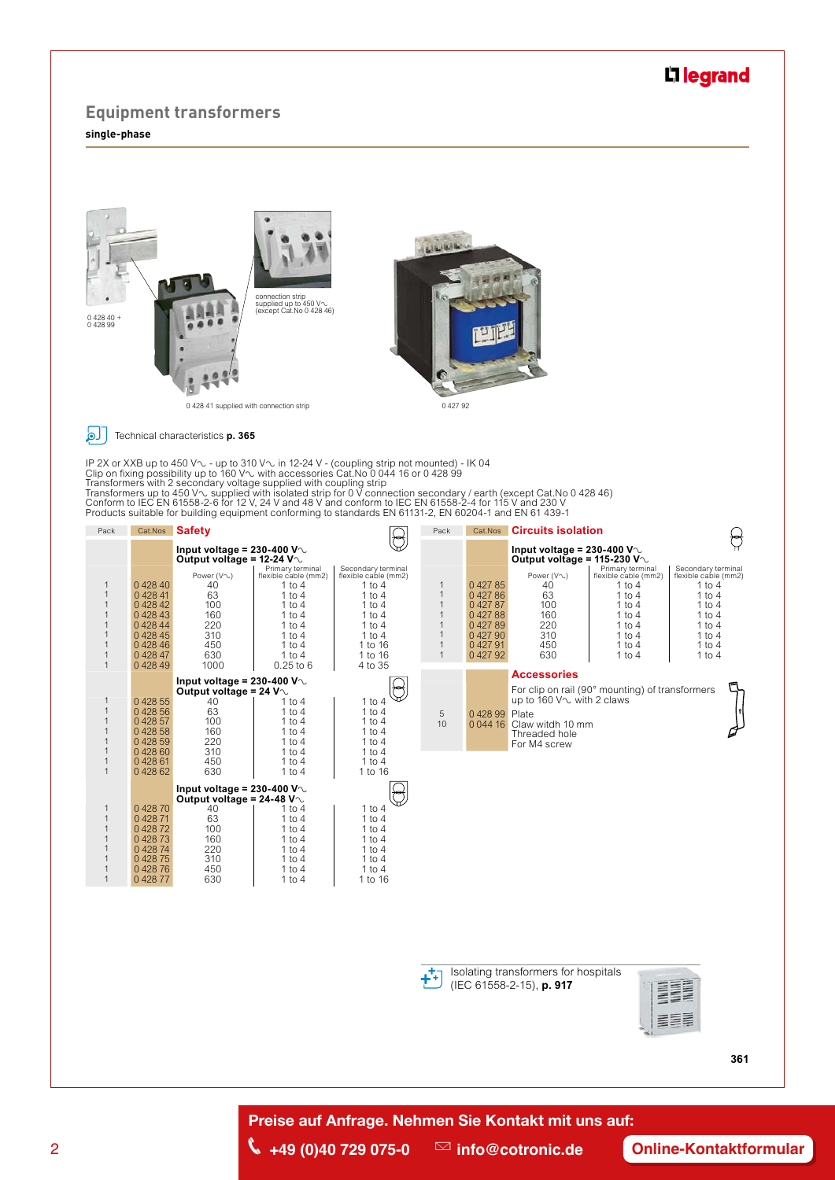# Equipment transformers

**single-phase**

0 428 40 + 0 428 99

connection strip supplied up to 450 V∿ (except Cat.No 0 428 46)

0 428 41 supplied with connection strip

0 427 92

Technical characteristics **p. 365**

IP 2X or XXB up to 450 V∿ - up to 310 V∿ in 12-24 V - (coupling strip not mounted) - IK 04
Clip on fixing possibility up to 160 V∿ with accessories Cat.No 0 044 16 or 0 428 99
Transformers with 2 secondary voltage supplied with coupling strip
Transformers up to 450 V∿ supplied with isolated strip for 0 V connection secondary / earth (except Cat.No 0 428 46)
Conform to IEC EN 61558-2-6 for 12 V, 24 V and 48 V and conform to IEC EN 61558-2-4 for 115 V and 230 V
Products suitable for building equipment conforming to standards EN 61131-2, EN 60204-1 and EN 61 439-1

## Safety

| Pack | Cat.Nos | Power (V∿) | Primary terminal flexible cable (mm2) | Secondary terminal flexible cable (mm2) |
|---|---|---|---|---|
| | | **Input voltage = 230-400 V∿ Output voltage = 12-24 V∿** | | |
| 1 | 0 428 40 | 40 | 1 to 4 | 1 to 4 |
| 1 | 0 428 41 | 63 | 1 to 4 | 1 to 4 |
| 1 | 0 428 42 | 100 | 1 to 4 | 1 to 4 |
| 1 | 0 428 43 | 160 | 1 to 4 | 1 to 4 |
| 1 | 0 428 44 | 220 | 1 to 4 | 1 to 4 |
| 1 | 0 428 45 | 310 | 1 to 4 | 1 to 4 |
| 1 | 0 428 46 | 450 | 1 to 4 | 1 to 16 |
| 1 | 0 428 47 | 630 | 1 to 4 | 1 to 16 |
| 1 | 0 428 49 | 1000 | 0.25 to 6 | 4 to 35 |
| | | **Input voltage = 230-400 V∿ Output voltage = 24 V∿** | | |
| 1 | 0 428 55 | 40 | 1 to 4 | 1 to 4 |
| 1 | 0 428 56 | 63 | 1 to 4 | 1 to 4 |
| 1 | 0 428 57 | 100 | 1 to 4 | 1 to 4 |
| 1 | 0 428 58 | 160 | 1 to 4 | 1 to 4 |
| 1 | 0 428 59 | 220 | 1 to 4 | 1 to 4 |
| 1 | 0 428 60 | 310 | 1 to 4 | 1 to 4 |
| 1 | 0 428 61 | 450 | 1 to 4 | 1 to 4 |
| 1 | 0 428 62 | 630 | 1 to 4 | 1 to 16 |
| | | **Input voltage = 230-400 V∿ Output voltage = 24-48 V∿** | | |
| 1 | 0 428 70 | 40 | 1 to 4 | 1 to 4 |
| 1 | 0 428 71 | 63 | 1 to 4 | 1 to 4 |
| 1 | 0 428 72 | 100 | 1 to 4 | 1 to 4 |
| 1 | 0 428 73 | 160 | 1 to 4 | 1 to 4 |
| 1 | 0 428 74 | 220 | 1 to 4 | 1 to 4 |
| 1 | 0 428 75 | 310 | 1 to 4 | 1 to 4 |
| 1 | 0 428 76 | 450 | 1 to 4 | 1 to 4 |
| 1 | 0 428 77 | 630 | 1 to 4 | 1 to 16 |

## Circuits isolation

| Pack | Cat.Nos | Power (V∿) | Primary terminal flexible cable (mm2) | Secondary terminal flexible cable (mm2) |
|---|---|---|---|---|
| | | **Input voltage = 230-400 V∿ Output voltage = 115-230 V∿** | | |
| 1 | 0 427 85 | 40 | 1 to 4 | 1 to 4 |
| 1 | 0 427 86 | 63 | 1 to 4 | 1 to 4 |
| 1 | 0 427 87 | 100 | 1 to 4 | 1 to 4 |
| 1 | 0 427 88 | 160 | 1 to 4 | 1 to 4 |
| 1 | 0 427 89 | 220 | 1 to 4 | 1 to 4 |
| 1 | 0 427 90 | 310 | 1 to 4 | 1 to 4 |
| 1 | 0 427 91 | 450 | 1 to 4 | 1 to 4 |
| 1 | 0 427 92 | 630 | 1 to 4 | 1 to 4 |

## Accessories

| Pack | Cat.Nos | |
|---|---|---|
| | | For clip on rail (90° mounting) of transformers up to 160 V∿ with 2 claws |
| 5 | 0 428 99 | Plate |
| 10 | 0 044 16 | Claw witdh 10 mm<br>Threaded hole<br>For M4 screw |

Isolating transformers for hospitals (IEC 61558-2-15), **p. 917**

**Preise auf Anfrage. Nehmen Sie Kontakt mit uns auf:**

+49 (0)40 729 075-0 info@cotronic.de **Online-Kontaktformular**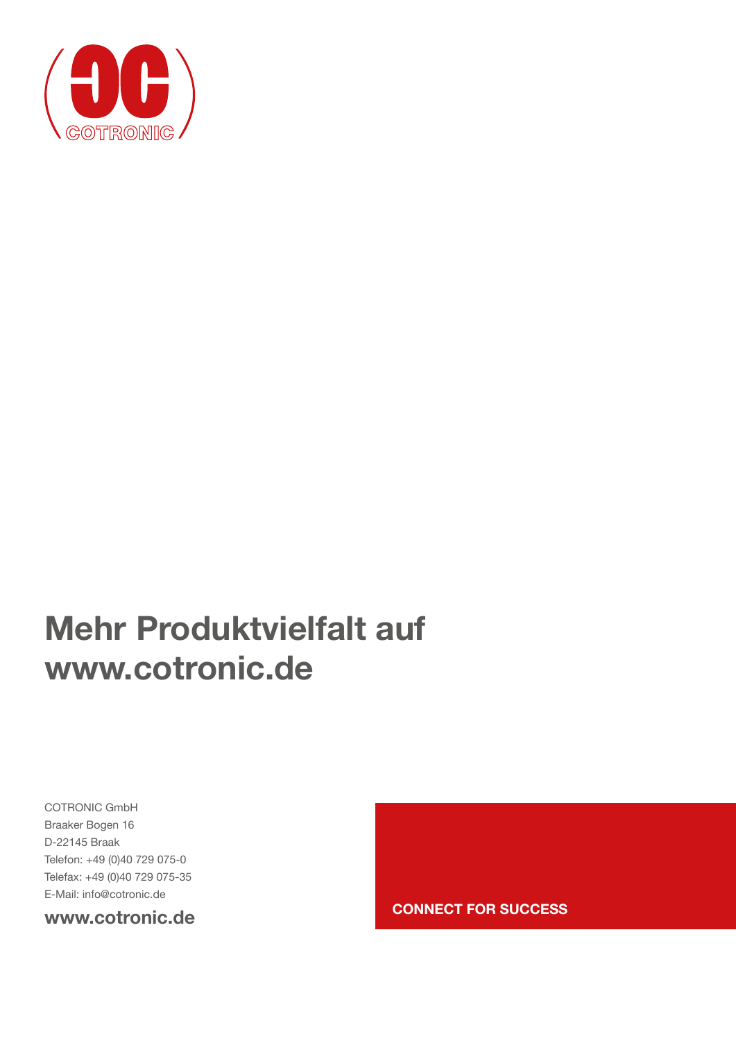COTRONIC

# Mehr Produktvielfalt auf www.cotronic.de

COTRONIC GmbH
Braaker Bogen 16
D-22145 Braak
Telefon: +49 (0)40 729 075-0
Telefax: +49 (0)40 729 075-35
E-Mail: info@cotronic.de

**www.cotronic.de**

**CONNECT FOR SUCCESS**